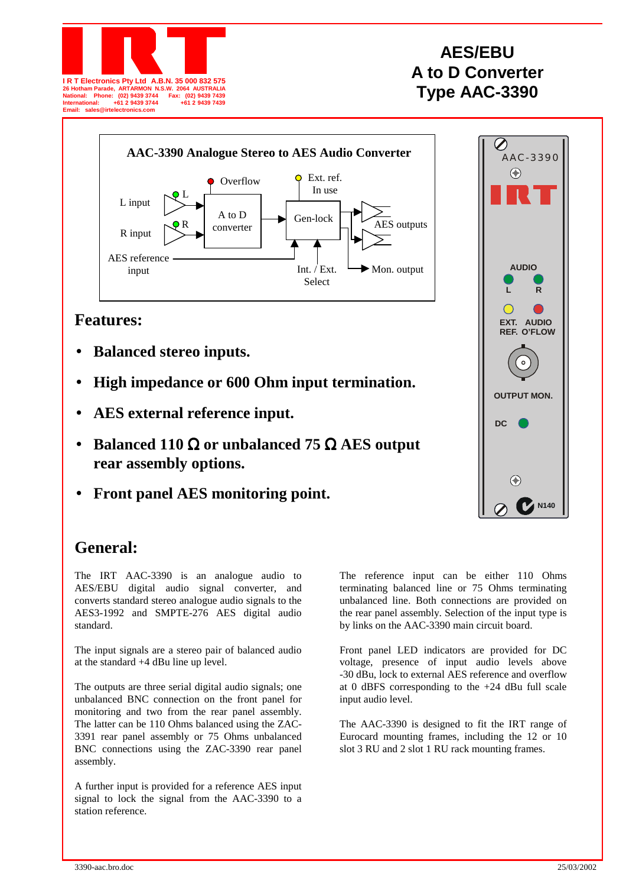I R T Electronics Pty Ltd A.B.N. 35 000 832 575
26 Hotham Parade, ARTARMON N.S.W. 2064 AUSTRALIA
National: Phone: (02) 9439 3744 Fax: (02) 9439 7439
International: +61 2 9439 3744 +61 2 9439 7439
Email: sales@irtelectronics.com

# AES/EBU A to D Converter Type AAC-3390

**AAC-3390 Analogue Stereo to AES Audio Converter**

## Features:

- **Balanced stereo inputs.**
- **High impedance or 600 Ohm input termination.**
- **AES external reference input.**
- **Balanced 110 Ω or unbalanced 75 Ω AES output rear assembly options.**
- **Front panel AES monitoring point.**

## General:

The IRT AAC-3390 is an analogue audio to AES/EBU digital audio signal converter, and converts standard stereo analogue audio signals to the AES3-1992 and SMPTE-276 AES digital audio standard.

The input signals are a stereo pair of balanced audio at the standard +4 dBu line up level.

The outputs are three serial digital audio signals; one unbalanced BNC connection on the front panel for monitoring and two from the rear panel assembly. The latter can be 110 Ohms balanced using the ZAC-3391 rear panel assembly or 75 Ohms unbalanced BNC connections using the ZAC-3390 rear panel assembly.

A further input is provided for a reference AES input signal to lock the signal from the AAC-3390 to a station reference.

The reference input can be either 110 Ohms terminating balanced line or 75 Ohms terminating unbalanced line. Both connections are provided on the rear panel assembly. Selection of the input type is by links on the AAC-3390 main circuit board.

Front panel LED indicators are provided for DC voltage, presence of input audio levels above -30 dBu, lock to external AES reference and overflow at 0 dBFS corresponding to the +24 dBu full scale input audio level.

The AAC-3390 is designed to fit the IRT range of Eurocard mounting frames, including the 12 or 10 slot 3 RU and 2 slot 1 RU rack mounting frames.

3390-aac.bro.doc 25/03/2002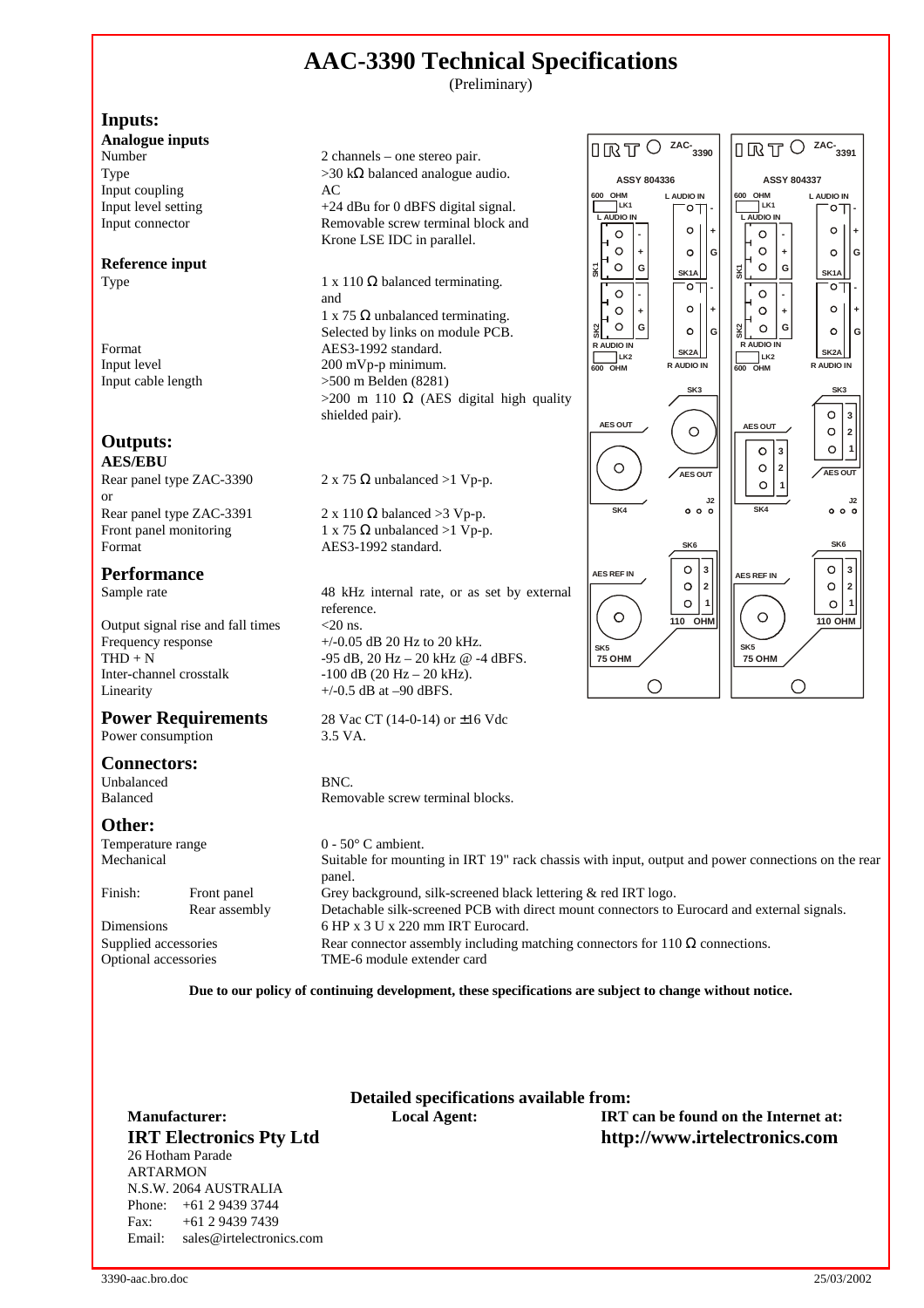④ AAC-3390 Technical Specifications

(Preliminary)

## Inputs:

### Analogue inputs

| | |
|---|---|
| Number | 2 channels – one stereo pair. |
| Type | >30 kΩ balanced analogue audio. |
| Input coupling | AC |
| Input level setting | +24 dBu for 0 dBFS digital signal. |
| Input connector | Removable screw terminal block and Krone LSE IDC in parallel. |

### Reference input

| | |
|---|---|
| Type | 1 x 110 Ω balanced terminating. and 1 x 75 Ω unbalanced terminating. Selected by links on module PCB. |
| Format | AES3-1992 standard. |
| Input level | 200 mVp-p minimum. |
| Input cable length | >500 m Belden (8281) >200 m 110 Ω (AES digital high quality shielded pair). |

## Outputs:

### AES/EBU

| | |
|---|---|
| Rear panel type ZAC-3390 | 2 x 75 Ω unbalanced >1 Vp-p. |
| or | |
| Rear panel type ZAC-3391 | 2 x 110 Ω balanced >3 Vp-p. |
| Front panel monitoring | 1 x 75 Ω unbalanced >1 Vp-p. |
| Format | AES3-1992 standard. |

## Performance

| | |
|---|---|
| Sample rate | 48 kHz internal rate, or as set by external reference. |
| Output signal rise and fall times | <20 ns. |
| Frequency response | +/-0.05 dB 20 Hz to 20 kHz. |
| THD + N | -95 dB, 20 Hz – 20 kHz @ -4 dBFS. |
| Inter-channel crosstalk | -100 dB (20 Hz – 20 kHz). |
| Linearity | +/-0.5 dB at –90 dBFS. |

## Power Requirements

| | |
|---|---|
| | 28 Vac CT (14-0-14) or ±16 Vdc |
| Power consumption | 3.5 VA. |

## Connectors:

| | |
|---|---|
| Unbalanced | BNC. |
| Balanced | Removable screw terminal blocks. |

## Other:

| | |
|---|---|
| Temperature range | 0 - 50° C ambient. |
| Mechanical | Suitable for mounting in IRT 19" rack chassis with input, output and power connections on the rear panel. |
| Finish: Front panel | Grey background, silk-screened black lettering & red IRT logo. |
| Rear assembly | Detachable silk-screened PCB with direct mount connectors to Eurocard and external signals. |
| Dimensions | 6 HP x 3 U x 220 mm IRT Eurocard. |
| Supplied accessories | Rear connector assembly including matching connectors for 110 Ω connections. |
| Optional accessories | TME-6 module extender card |

IRT ZAC-3390
ASSY 804336
600 OHM
LK1
L AUDIO IN
L AUDIO IN
SK1
SK1A
SK2
R AUDIO IN
LK2
600 OHM
SK2A
R AUDIO IN
SK3
AES OUT
AES OUT
SK4
J2
SK6
AES REF IN
110 OHM
SK5
75 OHM

IRT ZAC-3391
ASSY 804337
600 OHM
LK1
L AUDIO IN
L AUDIO IN
SK1
SK1A
SK2
R AUDIO IN
LK2
600 OHM
SK2A
R AUDIO IN
SK3
AES OUT
AES OUT
SK4
J2
SK6
AES REF IN
110 OHM
SK5
75 OHM

**Due to our policy of continuing development, these specifications are subject to change without notice.**

**Detailed specifications available from:**

**Manufacturer:**

**IRT Electronics Pty Ltd**

26 Hotham Parade
ARTARMON
N.S.W. 2064 AUSTRALIA
Phone: +61 2 9439 3744
Fax: +61 2 9439 7439
Email: sales@irtelectronics.com

**Local Agent:**

**IRT can be found on the Internet at:**

**http://www.irtelectronics.com**

3390-aac.bro.doc 25/03/2002